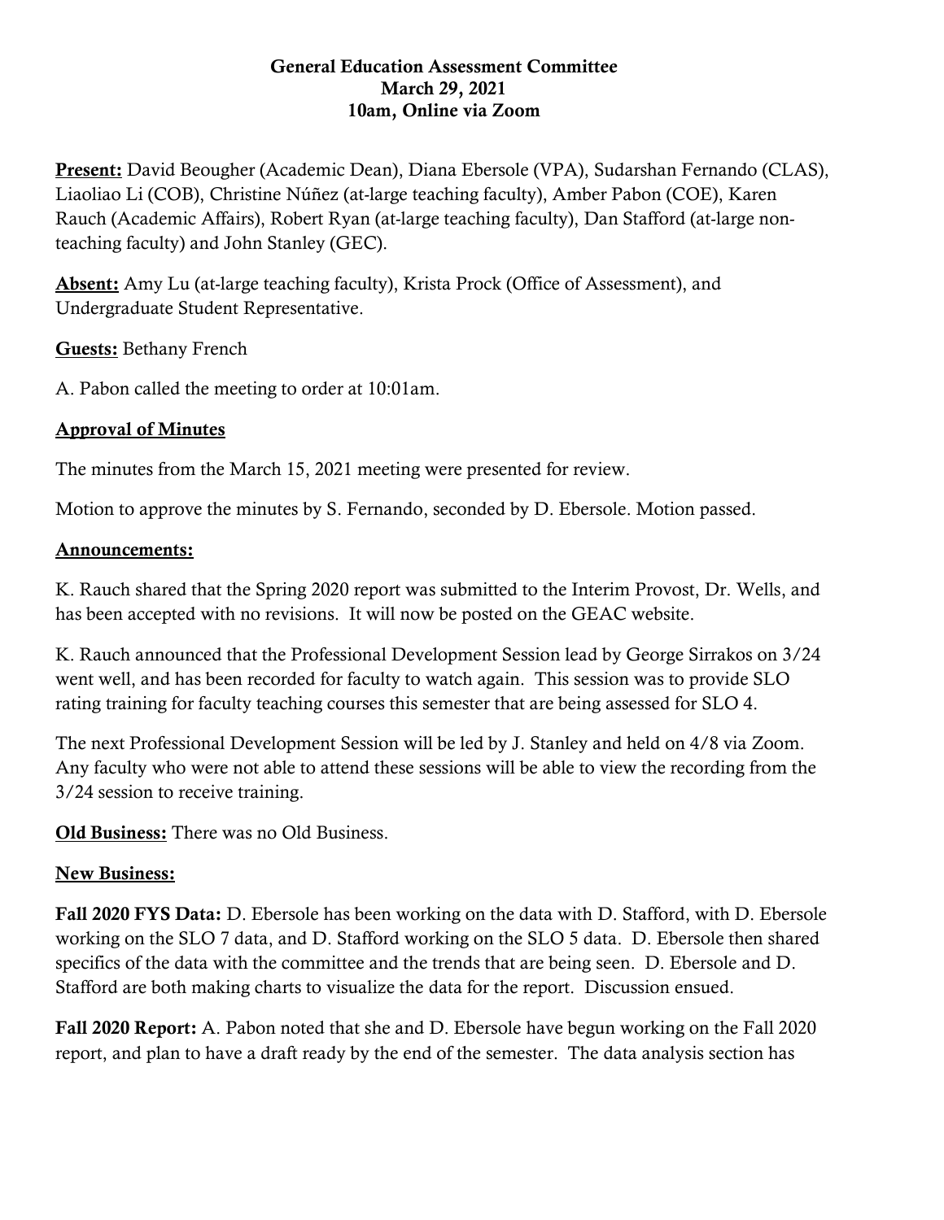**General Education Assessment Committee**
**March 29, 2021**
**10am, Online via Zoom**

**Present:** David Beougher (Academic Dean), Diana Ebersole (VPA), Sudarshan Fernando (CLAS), Liaoliao Li (COB), Christine Núñez (at-large teaching faculty), Amber Pabon (COE), Karen Rauch (Academic Affairs), Robert Ryan (at-large teaching faculty), Dan Stafford (at-large non-teaching faculty) and John Stanley (GEC).

**Absent:** Amy Lu (at-large teaching faculty), Krista Prock (Office of Assessment), and Undergraduate Student Representative.

**Guests:** Bethany French

A. Pabon called the meeting to order at 10:01am.

**Approval of Minutes**

The minutes from the March 15, 2021 meeting were presented for review.

Motion to approve the minutes by S. Fernando, seconded by D. Ebersole. Motion passed.

**Announcements:**

K. Rauch shared that the Spring 2020 report was submitted to the Interim Provost, Dr. Wells, and has been accepted with no revisions. It will now be posted on the GEAC website.

K. Rauch announced that the Professional Development Session lead by George Sirrakos on 3/24 went well, and has been recorded for faculty to watch again. This session was to provide SLO rating training for faculty teaching courses this semester that are being assessed for SLO 4.

The next Professional Development Session will be led by J. Stanley and held on 4/8 via Zoom. Any faculty who were not able to attend these sessions will be able to view the recording from the 3/24 session to receive training.

**Old Business:** There was no Old Business.

**New Business:**

**Fall 2020 FYS Data:** D. Ebersole has been working on the data with D. Stafford, with D. Ebersole working on the SLO 7 data, and D. Stafford working on the SLO 5 data. D. Ebersole then shared specifics of the data with the committee and the trends that are being seen. D. Ebersole and D. Stafford are both making charts to visualize the data for the report. Discussion ensued.

**Fall 2020 Report:** A. Pabon noted that she and D. Ebersole have begun working on the Fall 2020 report, and plan to have a draft ready by the end of the semester. The data analysis section has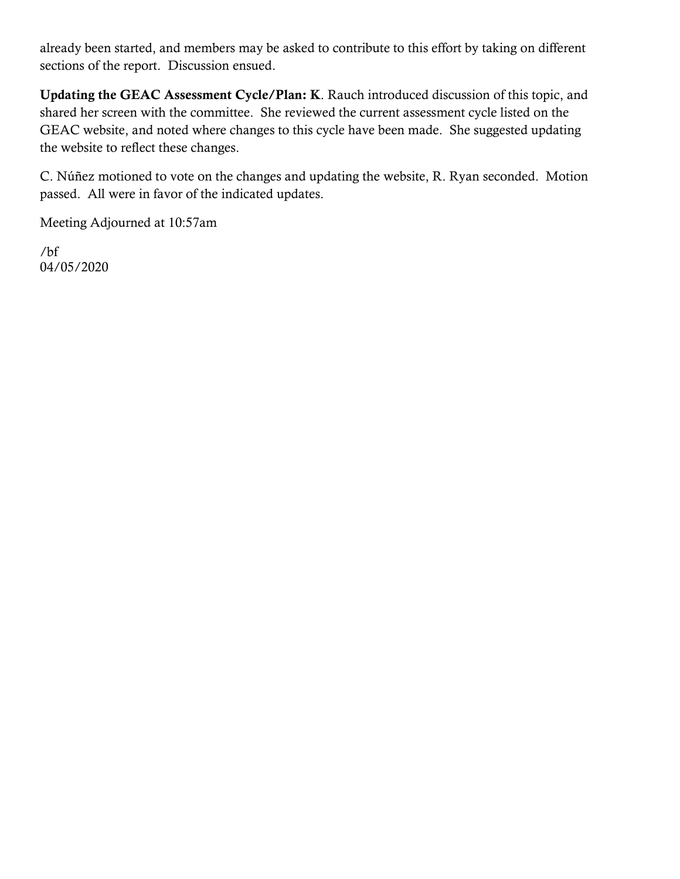already been started, and members may be asked to contribute to this effort by taking on different sections of the report. Discussion ensued.

**Updating the GEAC Assessment Cycle/Plan: K**. Rauch introduced discussion of this topic, and shared her screen with the committee. She reviewed the current assessment cycle listed on the GEAC website, and noted where changes to this cycle have been made. She suggested updating the website to reflect these changes.

C. Núñez motioned to vote on the changes and updating the website, R. Ryan seconded. Motion passed. All were in favor of the indicated updates.

Meeting Adjourned at 10:57am

/bf
04/05/2020